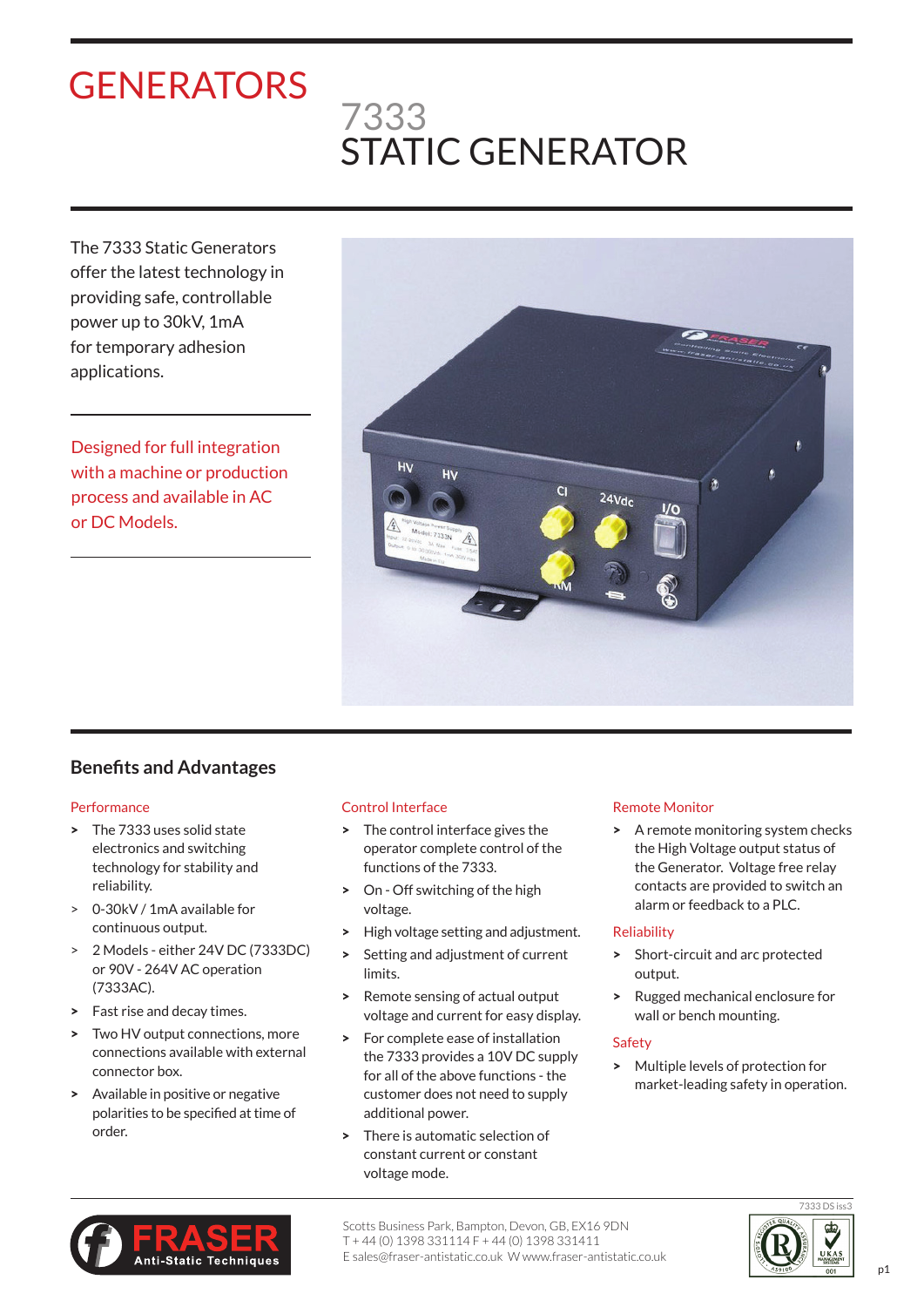# GENERATORS

## 7333
## STATIC GENERATOR

The 7333 Static Generators offer the latest technology in providing safe, controllable power up to 30kV, 1mA for temporary adhesion applications.

Designed for full integration with a machine or production process and available in AC or DC Models.

## Benefits and Advantages

### Performance

- The 7333 uses solid state electronics and switching technology for stability and reliability.
- 0-30kV / 1mA available for continuous output.
- 2 Models - either 24V DC (7333DC) or 90V - 264V AC operation (7333AC).
- Fast rise and decay times.
- Two HV output connections, more connections available with external connector box.
- Available in positive or negative polarities to be specified at time of order.

### Control Interface

- The control interface gives the operator complete control of the functions of the 7333.
- On - Off switching of the high voltage.
- High voltage setting and adjustment.
- Setting and adjustment of current limits.
- Remote sensing of actual output voltage and current for easy display.
- For complete ease of installation the 7333 provides a 10V DC supply for all of the above functions - the customer does not need to supply additional power.
- There is automatic selection of constant current or constant voltage mode.

### Remote Monitor

- A remote monitoring system checks the High Voltage output status of the Generator. Voltage free relay contacts are provided to switch an alarm or feedback to a PLC.

### Reliability

- Short-circuit and arc protected output.
- Rugged mechanical enclosure for wall or bench mounting.

### Safety

- Multiple levels of protection for market-leading safety in operation.

FRASER Anti-Static Techniques

Scotts Business Park, Bampton, Devon, GB, EX16 9DN
T + 44 (0) 1398 331114 F + 44 (0) 1398 331411
E sales@fraser-antistatic.co.uk W www.fraser-antistatic.co.uk

7333 DS iss3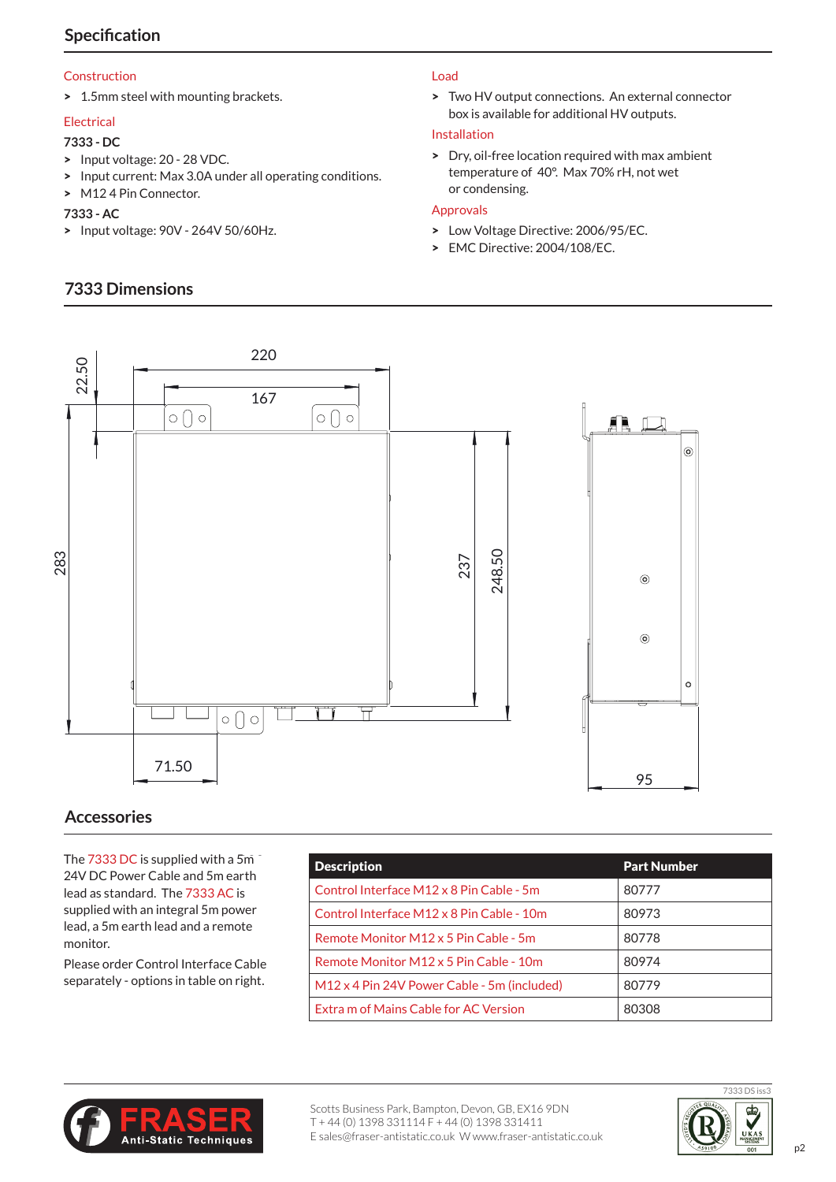## Specification

**Construction**

- 1.5mm steel with mounting brackets.

**Electrical**

**7333 - DC**

- Input voltage: 20 - 28 VDC.
- Input current: Max 3.0A under all operating conditions.
- M12 4 Pin Connector.

**7333 - AC**

- Input voltage: 90V - 264V 50/60Hz.

**Load**

- Two HV output connections. An external connector box is available for additional HV outputs.

**Installation**

- Dry, oil-free location required with max ambient temperature of 40°. Max 70% rH, not wet or condensing.

**Approvals**

- Low Voltage Directive: 2006/95/EC.
- EMC Directive: 2004/108/EC.

## 7333 Dimensions

220
167
22.50
283
237
248.50
71.50
95

## Accessories

The 7333 DC is supplied with a 5m 24V DC Power Cable and 5m earth lead as standard. The 7333 AC is supplied with an integral 5m power lead, a 5m earth lead and a remote monitor.

Please order Control Interface Cable separately - options in table on right.

| Description | Part Number |
|---|---|
| Control Interface M12 x 8 Pin Cable - 5m | 80777 |
| Control Interface M12 x 8 Pin Cable - 10m | 80973 |
| Remote Monitor M12 x 5 Pin Cable - 5m | 80778 |
| Remote Monitor M12 x 5 Pin Cable - 10m | 80974 |
| M12 x 4 Pin 24V Power Cable - 5m (included) | 80779 |
| Extra m of Mains Cable for AC Version | 80308 |

FRASER Anti-Static Techniques

Scotts Business Park, Bampton, Devon, GB, EX16 9DN
T + 44 (0) 1398 331114 F + 44 (0) 1398 331411
E sales@fraser-antistatic.co.uk W www.fraser-antistatic.co.uk

7333 DS iss3